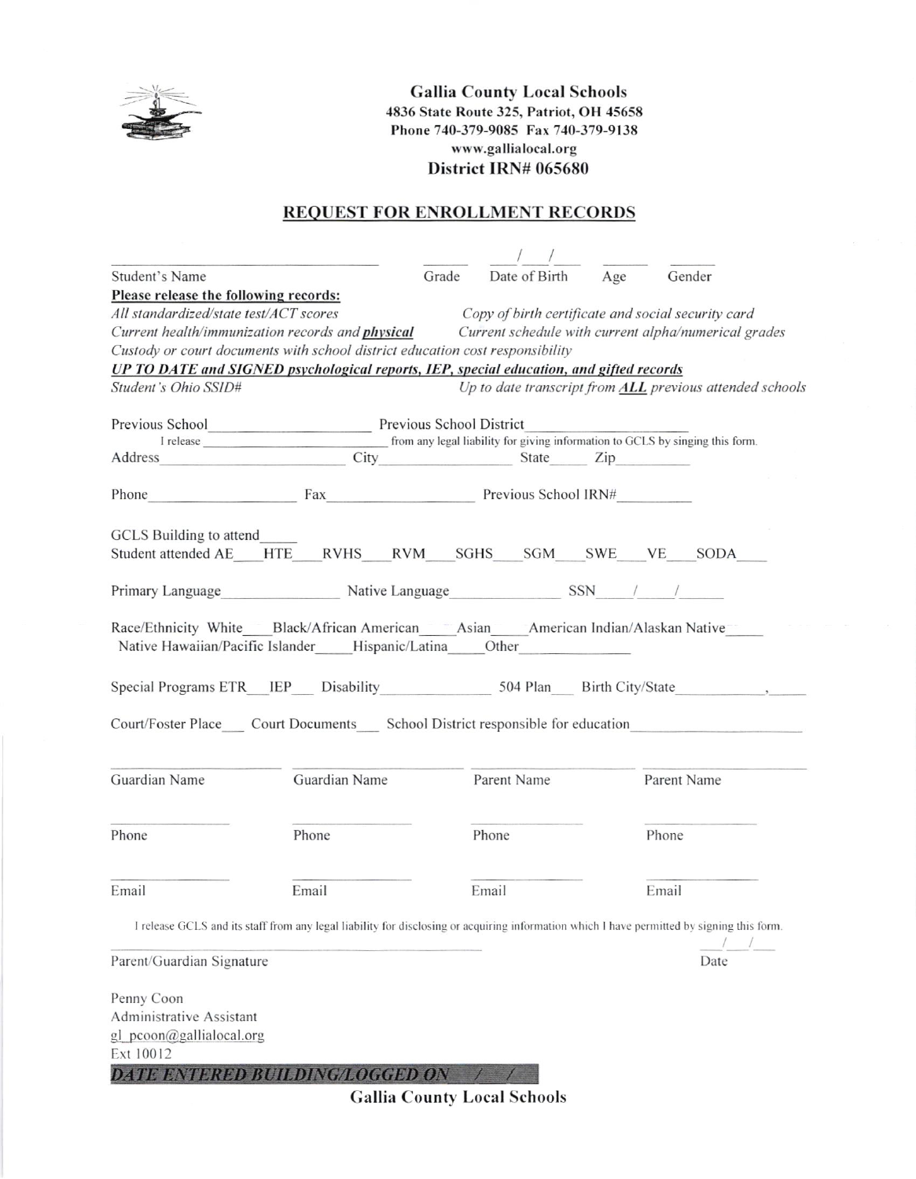**Gallia County Local Schools**
**4836 State Route 325, Patriot, OH 45658**
**Phone 740-379-9085 Fax 740-379-9138**
**www.gallialocal.org**
**District IRN# 065680**

## REQUEST FOR ENROLLMENT RECORDS

Student's Name ____________________ Grade ______ Date of Birth ___/___/___ Age ______ Gender ______

**Please release the following records:**

*All standardized/state test/ACT scores*
*Copy of birth certificate and social security card*
*Current health/immunization records and **physical***
*Current schedule with current alpha/numerical grades*
*Custody or court documents with school district education cost responsibility*
***UP TO DATE and SIGNED psychological reports, IEP, special education, and gifted records***
*Student's Ohio SSID#*
*Up to date transcript from **ALL** previous attended schools*

Previous School____________________ Previous School District____________________

I release ____________________ from any legal liability for giving information to GCLS by singing this form.

Address____________________ City____________________ State______ Zip__________

Phone____________________ Fax____________________ Previous School IRN#__________

GCLS Building to attend_____

Student attended AE___ HTE___ RVHS___ RVM___ SGHS___ SGM___ SWE___ VE___ SODA___

Primary Language______________ Native Language______________ SSN____/____/______

Race/Ethnicity White____ Black/African American____ Asian____ American Indian/Alaskan Native____
Native Hawaiian/Pacific Islander____ Hispanic/Latina____ Other______________

Special Programs ETR___ IEP___ Disability______________ 504 Plan___ Birth City/State__________, _____

Court/Foster Place___ Court Documents___ School District responsible for education____________________

| Guardian Name | Guardian Name | Parent Name | Parent Name |
|---|---|---|---|
| Phone | Phone | Phone | Phone |
| Email | Email | Email | Email |

I release GCLS and its staff from any legal liability for disclosing or acquiring information which I have permitted by signing this form.

Parent/Guardian Signature ______________________________ Date ___/___/___

Penny Coon
Administrative Assistant
gl_pcoon@gallialocal.org
Ext 10012

***DATE ENTERED BUILDING/LOGGED ON ___/___/___***

**Gallia County Local Schools**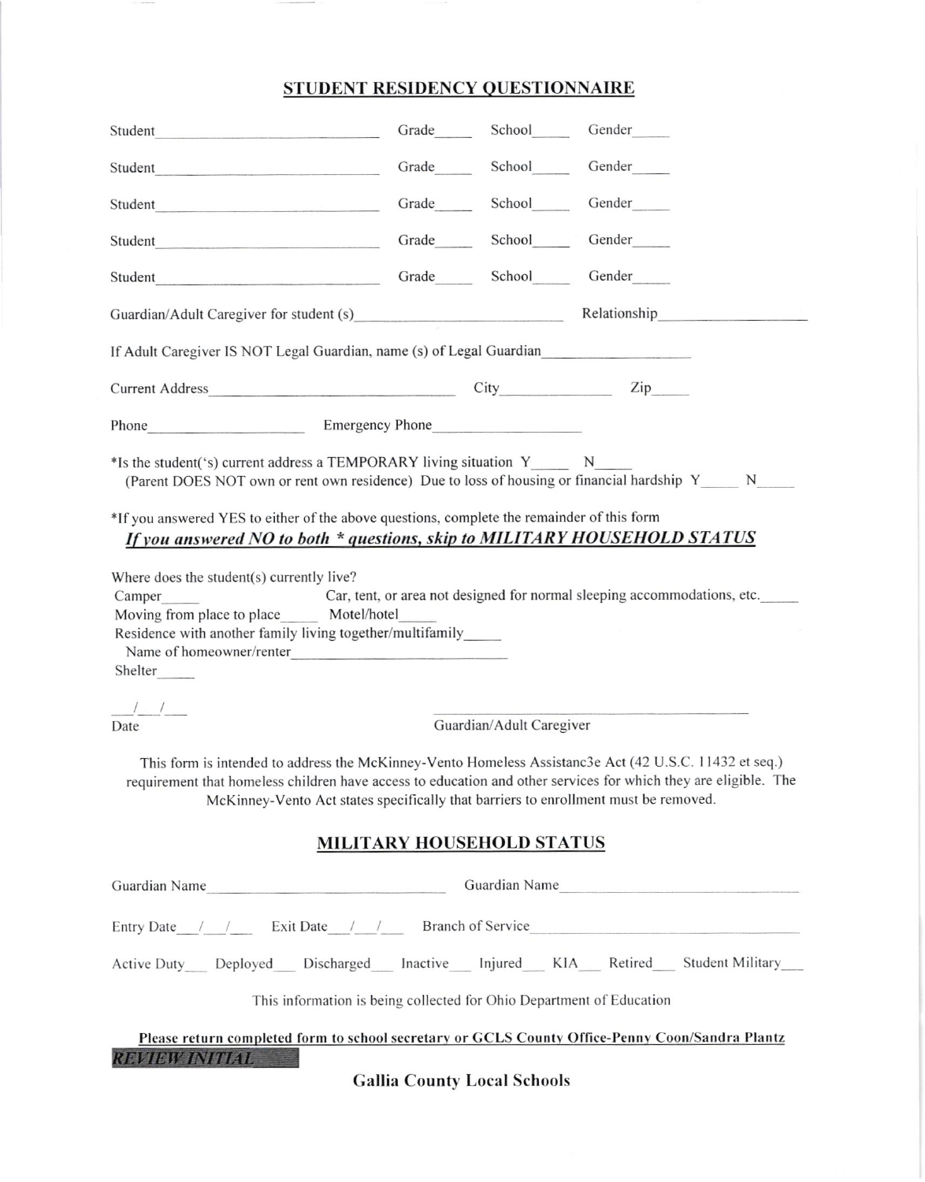## STUDENT RESIDENCY QUESTIONNAIRE

Student_______________________________ Grade_____ School_____ Gender_____

Student_______________________________ Grade_____ School_____ Gender_____

Student_______________________________ Grade_____ School_____ Gender_____

Student_______________________________ Grade_____ School_____ Gender_____

Student_______________________________ Grade_____ School_____ Gender_____

Guardian/Adult Caregiver for student (s)_________________________ Relationship__________________

If Adult Caregiver IS NOT Legal Guardian, name (s) of Legal Guardian__________________

Current Address_____________________________ City______________ Zip_____

Phone____________________ Emergency Phone__________________

*Is the student('s) current address a TEMPORARY living situation Y_____ N_____
(Parent DOES NOT own or rent own residence) Due to loss of housing or financial hardship Y_____ N_____

*If you answered YES to either of the above questions, complete the remainder of this form

***If you answered NO to both * questions, skip to MILITARY HOUSEHOLD STATUS***

Where does the student(s) currently live?

Camper_____ Car, tent, or area not designed for normal sleeping accommodations, etc._____

Moving from place to place_____ Motel/hotel_____

Residence with another family living together/multifamily_____

Name of homeowner/renter____________________________

Shelter_____

___/___/___
Date

______________________________
Guardian/Adult Caregiver

This form is intended to address the McKinney-Vento Homeless Assistanc3e Act (42 U.S.C. 11432 et seq.) requirement that homeless children have access to education and other services for which they are eligible. The McKinney-Vento Act states specifically that barriers to enrollment must be removed.

## MILITARY HOUSEHOLD STATUS

Guardian Name____________________________ Guardian Name____________________________

Entry Date___/___/___ Exit Date___/___/___ Branch of Service____________________________

Active Duty___ Deployed___ Discharged___ Inactive___ Injured___ KIA___ Retired___ Student Military___

This information is being collected for Ohio Department of Education

**Please return completed form to school secretary or GCLS County Office-Penny Coon/Sandra Plantz**

***REVIEW INITIAL***

**Gallia County Local Schools**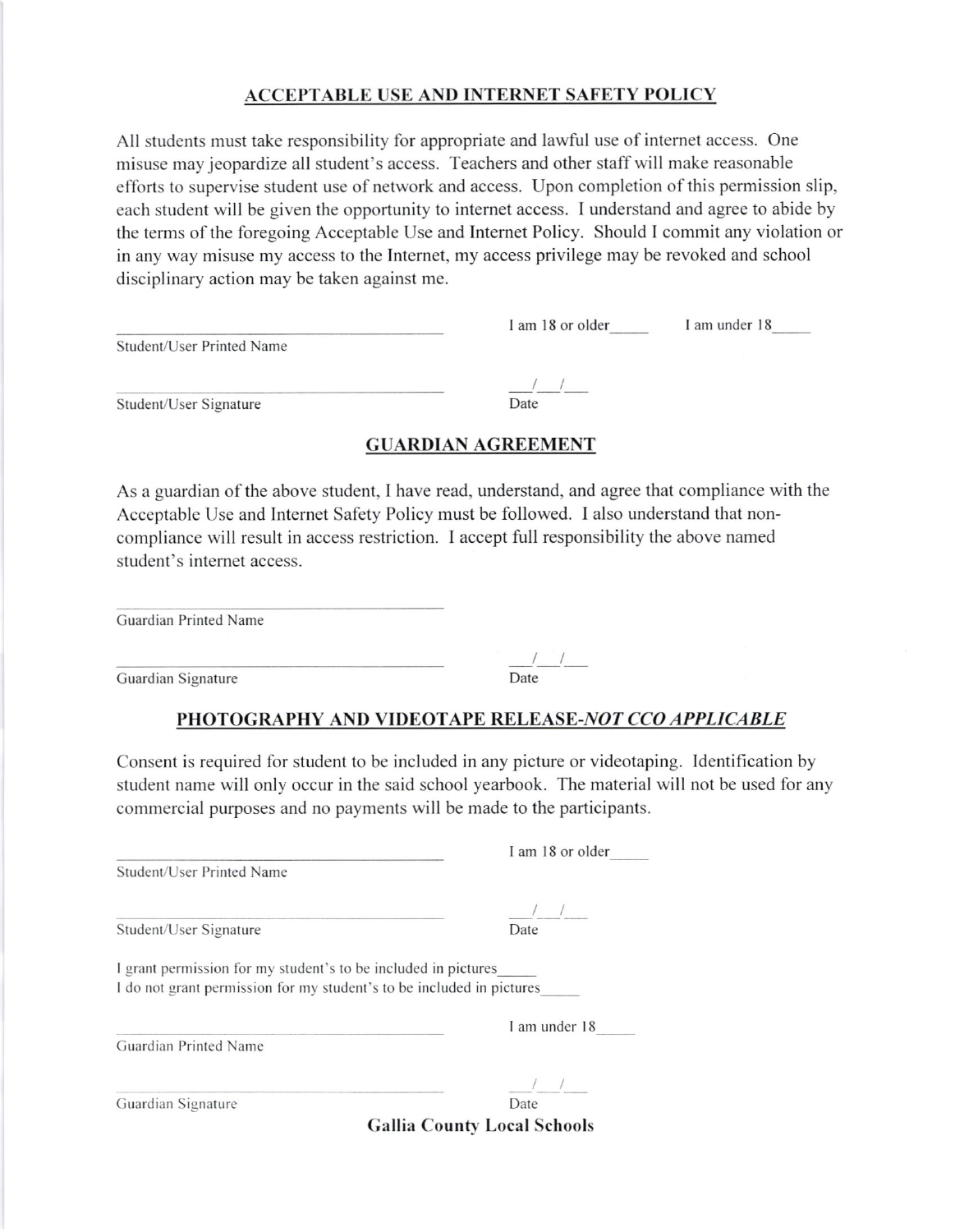## ACCEPTABLE USE AND INTERNET SAFETY POLICY

All students must take responsibility for appropriate and lawful use of internet access. One misuse may jeopardize all student's access. Teachers and other staff will make reasonable efforts to supervise student use of network and access. Upon completion of this permission slip, each student will be given the opportunity to internet access. I understand and agree to abide by the terms of the foregoing Acceptable Use and Internet Policy. Should I commit any violation or in any way misuse my access to the Internet, my access privilege may be revoked and school disciplinary action may be taken against me.

\_\_\_\_\_\_\_\_\_\_\_\_\_\_\_\_\_\_\_\_\_\_\_\_\_\_\_\_\_\_\_\_\_\_\_\_ I am 18 or older\_\_\_\_\_ I am under 18\_\_\_\_\_
Student/User Printed Name

\_\_\_\_\_\_\_\_\_\_\_\_\_\_\_\_\_\_\_\_\_\_\_\_\_\_\_\_\_\_\_\_\_\_\_\_ \_\_\_/\_\_\_/\_\_\_
Student/User Signature Date

## GUARDIAN AGREEMENT

As a guardian of the above student, I have read, understand, and agree that compliance with the Acceptable Use and Internet Safety Policy must be followed. I also understand that non-compliance will result in access restriction. I accept full responsibility the above named student's internet access.

\_\_\_\_\_\_\_\_\_\_\_\_\_\_\_\_\_\_\_\_\_\_\_\_\_\_\_\_\_\_\_\_\_\_\_\_
Guardian Printed Name

\_\_\_\_\_\_\_\_\_\_\_\_\_\_\_\_\_\_\_\_\_\_\_\_\_\_\_\_\_\_\_\_\_\_\_\_ \_\_\_/\_\_\_/\_\_\_
Guardian Signature Date

## PHOTOGRAPHY AND VIDEOTAPE RELEASE-*NOT CCO APPLICABLE*

Consent is required for student to be included in any picture or videotaping. Identification by student name will only occur in the said school yearbook. The material will not be used for any commercial purposes and no payments will be made to the participants.

\_\_\_\_\_\_\_\_\_\_\_\_\_\_\_\_\_\_\_\_\_\_\_\_\_\_\_\_\_\_\_\_\_\_\_\_ I am 18 or older\_\_\_\_\_
Student/User Printed Name

\_\_\_\_\_\_\_\_\_\_\_\_\_\_\_\_\_\_\_\_\_\_\_\_\_\_\_\_\_\_\_\_\_\_\_\_ \_\_\_/\_\_\_/\_\_\_
Student/User Signature Date

I grant permission for my student's to be included in pictures\_\_\_\_\_
I do not grant permission for my student's to be included in pictures\_\_\_\_\_

\_\_\_\_\_\_\_\_\_\_\_\_\_\_\_\_\_\_\_\_\_\_\_\_\_\_\_\_\_\_\_\_\_\_\_\_ I am under 18\_\_\_\_\_
Guardian Printed Name

\_\_\_\_\_\_\_\_\_\_\_\_\_\_\_\_\_\_\_\_\_\_\_\_\_\_\_\_\_\_\_\_\_\_\_\_ \_\_\_/\_\_\_/\_\_\_
Guardian Signature Date

**Gallia County Local Schools**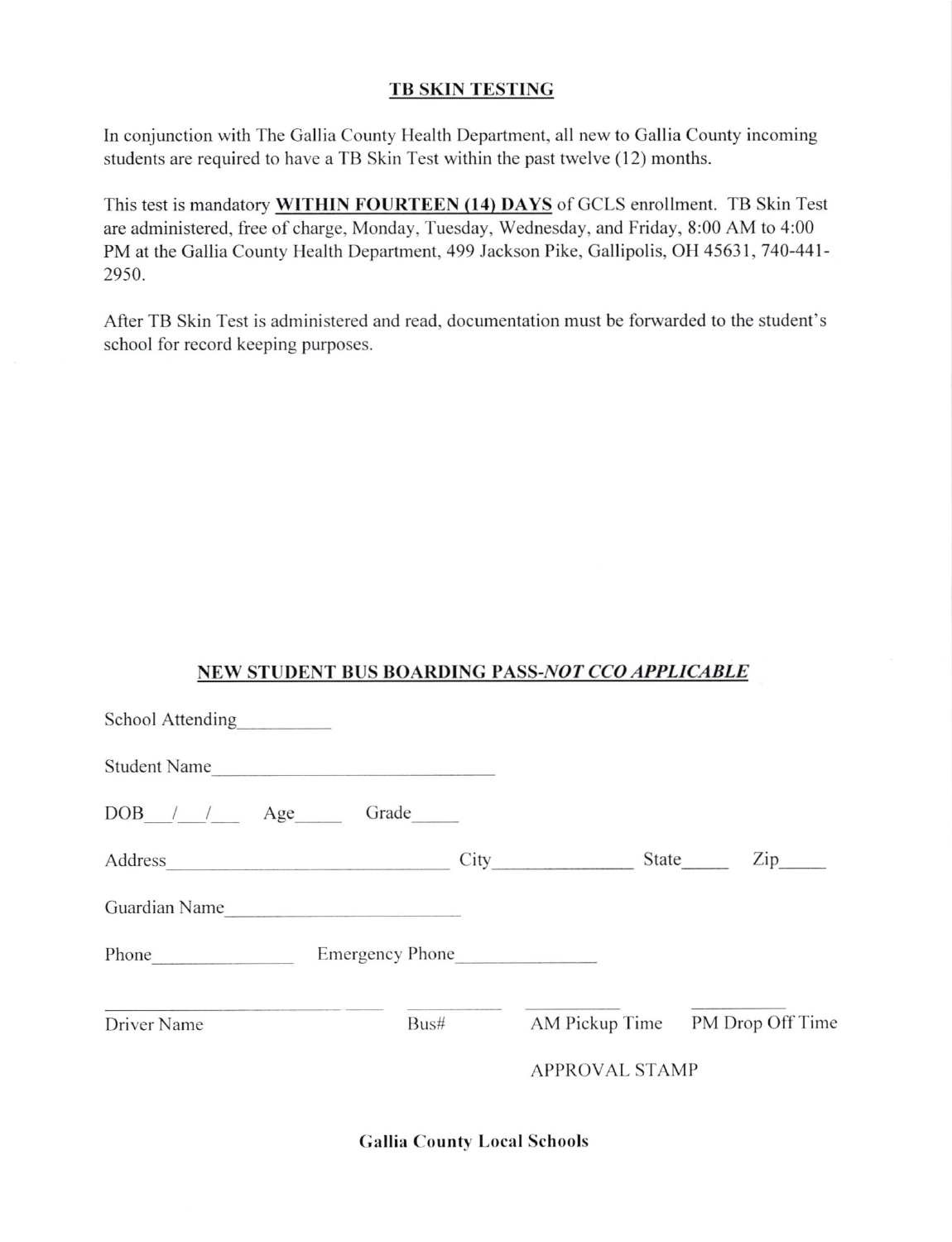## TB SKIN TESTING

In conjunction with The Gallia County Health Department, all new to Gallia County incoming students are required to have a TB Skin Test within the past twelve (12) months.

This test is mandatory **WITHIN FOURTEEN (14) DAYS** of GCLS enrollment. TB Skin Test are administered, free of charge, Monday, Tuesday, Wednesday, and Friday, 8:00 AM to 4:00 PM at the Gallia County Health Department, 499 Jackson Pike, Gallipolis, OH 45631, 740-441-2950.

After TB Skin Test is administered and read, documentation must be forwarded to the student's school for record keeping purposes.

## NEW STUDENT BUS BOARDING PASS-*NOT CCO APPLICABLE*

School Attending__________

Student Name________________________________

DOB___/___/___ Age_____ Grade_____

Address________________________________ City_______________ State_____ Zip_____

Guardian Name__________________________

Phone_______________ Emergency Phone_______________

| | | | |
|---|---|---|---|
| ____________________ | ________ | ____________ | ____________ |
| Driver Name | Bus# | AM Pickup Time | PM Drop Off Time |

APPROVAL STAMP

**Gallia County Local Schools**